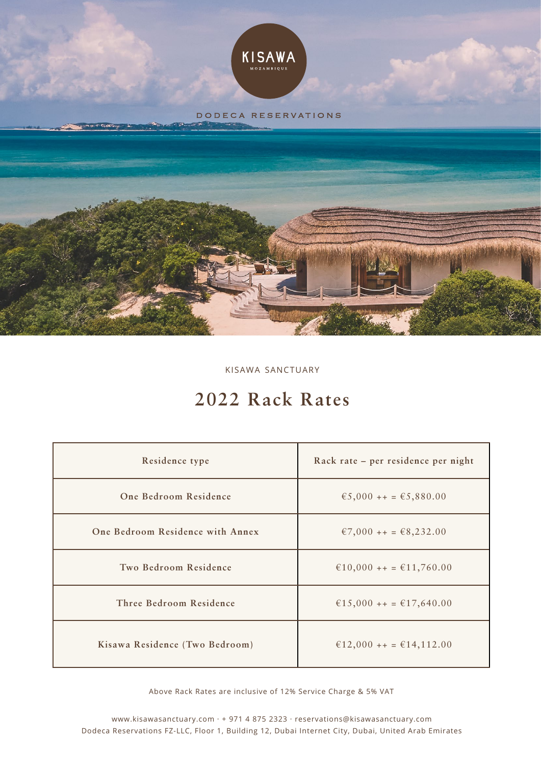KISAWA

MOZAMBIQUE

DODECA RESERVATIONS

KISAWA SANCTUARY

# 2022 Rack Rates

| Residence type | Rack rate – per residence per night |
|---|---|
| One Bedroom Residence | €5,000 ++ = €5,880.00 |
| One Bedroom Residence with Annex | €7,000 ++ = €8,232.00 |
| Two Bedroom Residence | €10,000 ++ = €11,760.00 |
| Three Bedroom Residence | €15,000 ++ = €17,640.00 |
| Kisawa Residence (Two Bedroom) | €12,000 ++ = €14,112.00 |

Above Rack Rates are inclusive of 12% Service Charge & 5% VAT

www.kisawasanctuary.com · + 971 4 875 2323 · reservations@kisawasanctuary.com
Dodeca Reservations FZ-LLC, Floor 1, Building 12, Dubai Internet City, Dubai, United Arab Emirates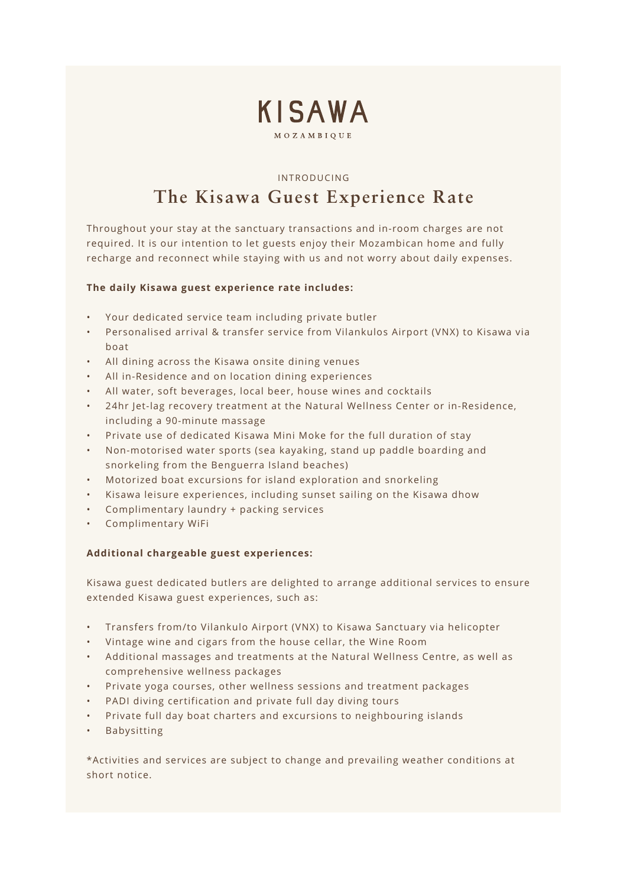# KISAWA

MOZAMBIQUE

INTRODUCING

## The Kisawa Guest Experience Rate

Throughout your stay at the sanctuary transactions and in-room charges are not required. It is our intention to let guests enjoy their Mozambican home and fully recharge and reconnect while staying with us and not worry about daily expenses.

**The daily Kisawa guest experience rate includes:**

- Your dedicated service team including private butler
- Personalised arrival & transfer service from Vilankulos Airport (VNX) to Kisawa via boat
- All dining across the Kisawa onsite dining venues
- All in-Residence and on location dining experiences
- All water, soft beverages, local beer, house wines and cocktails
- 24hr Jet-lag recovery treatment at the Natural Wellness Center or in-Residence, including a 90-minute massage
- Private use of dedicated Kisawa Mini Moke for the full duration of stay
- Non-motorised water sports (sea kayaking, stand up paddle boarding and snorkeling from the Benguerra Island beaches)
- Motorized boat excursions for island exploration and snorkeling
- Kisawa leisure experiences, including sunset sailing on the Kisawa dhow
- Complimentary laundry + packing services
- Complimentary WiFi

**Additional chargeable guest experiences:**

Kisawa guest dedicated butlers are delighted to arrange additional services to ensure extended Kisawa guest experiences, such as:

- Transfers from/to Vilankulo Airport (VNX) to Kisawa Sanctuary via helicopter
- Vintage wine and cigars from the house cellar, the Wine Room
- Additional massages and treatments at the Natural Wellness Centre, as well as comprehensive wellness packages
- Private yoga courses, other wellness sessions and treatment packages
- PADI diving certification and private full day diving tours
- Private full day boat charters and excursions to neighbouring islands
- Babysitting

*Activities and services are subject to change and prevailing weather conditions at short notice.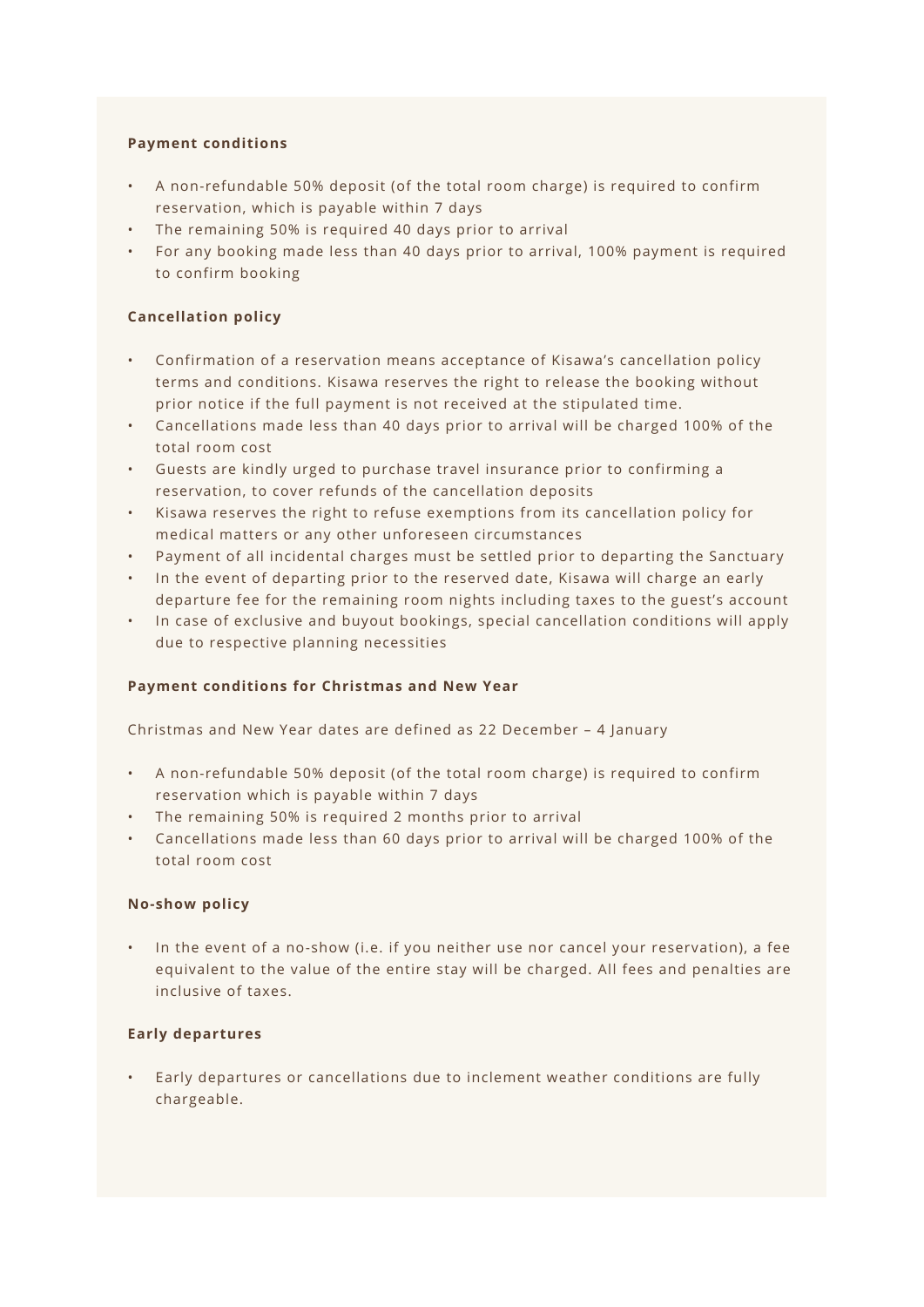**Payment conditions**

- A non-refundable 50% deposit (of the total room charge) is required to confirm reservation, which is payable within 7 days
- The remaining 50% is required 40 days prior to arrival
- For any booking made less than 40 days prior to arrival, 100% payment is required to confirm booking

**Cancellation policy**

- Confirmation of a reservation means acceptance of Kisawa's cancellation policy terms and conditions. Kisawa reserves the right to release the booking without prior notice if the full payment is not received at the stipulated time.
- Cancellations made less than 40 days prior to arrival will be charged 100% of the total room cost
- Guests are kindly urged to purchase travel insurance prior to confirming a reservation, to cover refunds of the cancellation deposits
- Kisawa reserves the right to refuse exemptions from its cancellation policy for medical matters or any other unforeseen circumstances
- Payment of all incidental charges must be settled prior to departing the Sanctuary
- In the event of departing prior to the reserved date, Kisawa will charge an early departure fee for the remaining room nights including taxes to the guest's account
- In case of exclusive and buyout bookings, special cancellation conditions will apply due to respective planning necessities

**Payment conditions for Christmas and New Year**

Christmas and New Year dates are defined as 22 December – 4 January

- A non-refundable 50% deposit (of the total room charge) is required to confirm reservation which is payable within 7 days
- The remaining 50% is required 2 months prior to arrival
- Cancellations made less than 60 days prior to arrival will be charged 100% of the total room cost

**No-show policy**

- In the event of a no-show (i.e. if you neither use nor cancel your reservation), a fee equivalent to the value of the entire stay will be charged. All fees and penalties are inclusive of taxes.

**Early departures**

- Early departures or cancellations due to inclement weather conditions are fully chargeable.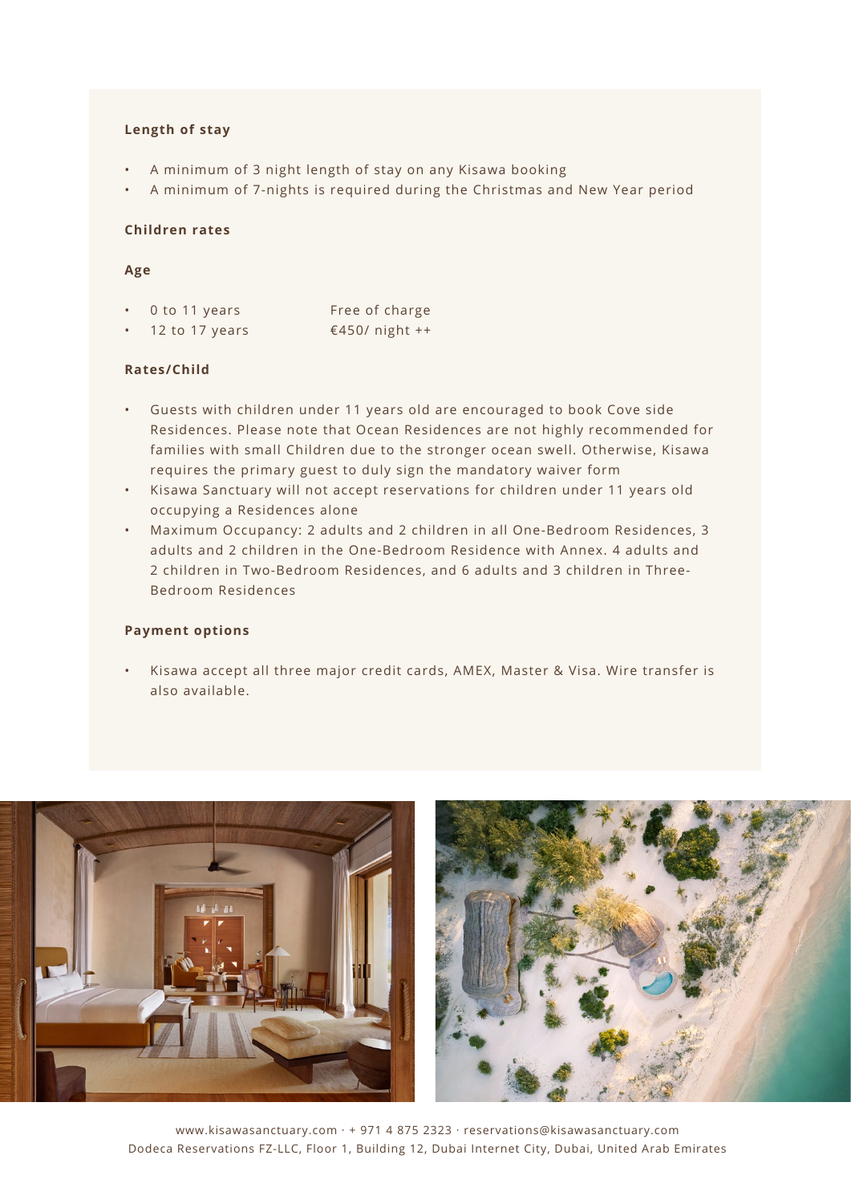### Length of stay

- A minimum of 3 night length of stay on any Kisawa booking
- A minimum of 7-nights is required during the Christmas and New Year period

### Children rates

**Age**

| | |
|---|---|
| • 0 to 11 years | Free of charge |
| • 12 to 17 years | €450/ night ++ |

### Rates/Child

- Guests with children under 11 years old are encouraged to book Cove side Residences. Please note that Ocean Residences are not highly recommended for families with small Children due to the stronger ocean swell. Otherwise, Kisawa requires the primary guest to duly sign the mandatory waiver form
- Kisawa Sanctuary will not accept reservations for children under 11 years old occupying a Residences alone
- Maximum Occupancy: 2 adults and 2 children in all One-Bedroom Residences, 3 adults and 2 children in the One-Bedroom Residence with Annex. 4 adults and 2 children in Two-Bedroom Residences, and 6 adults and 3 children in Three-Bedroom Residences

### Payment options

- Kisawa accept all three major credit cards, AMEX, Master & Visa. Wire transfer is also available.

www.kisawasanctuary.com · + 971 4 875 2323 · reservations@kisawasanctuary.com
Dodeca Reservations FZ-LLC, Floor 1, Building 12, Dubai Internet City, Dubai, United Arab Emirates